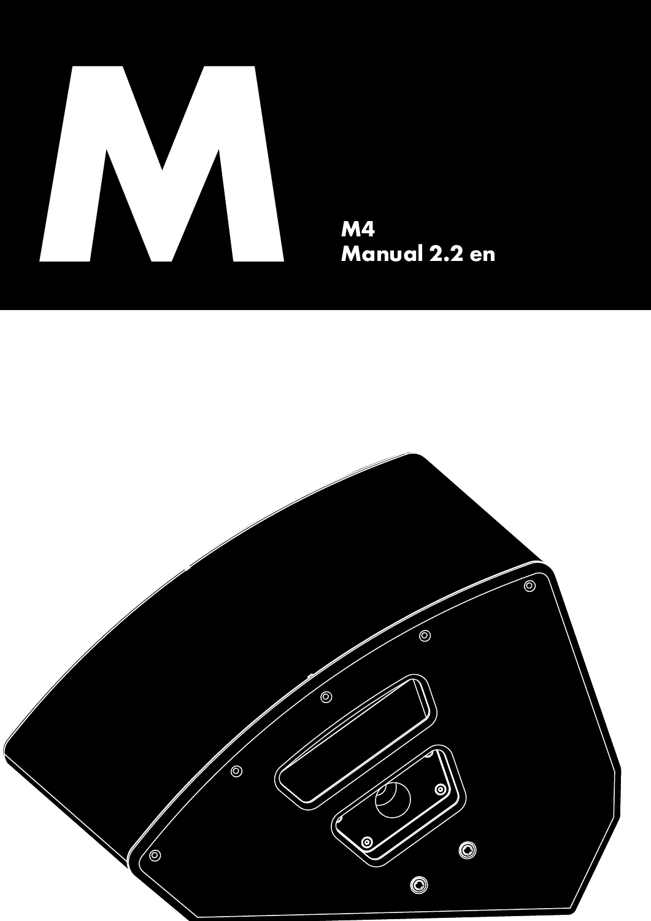# M

M4
Manual 2.2 en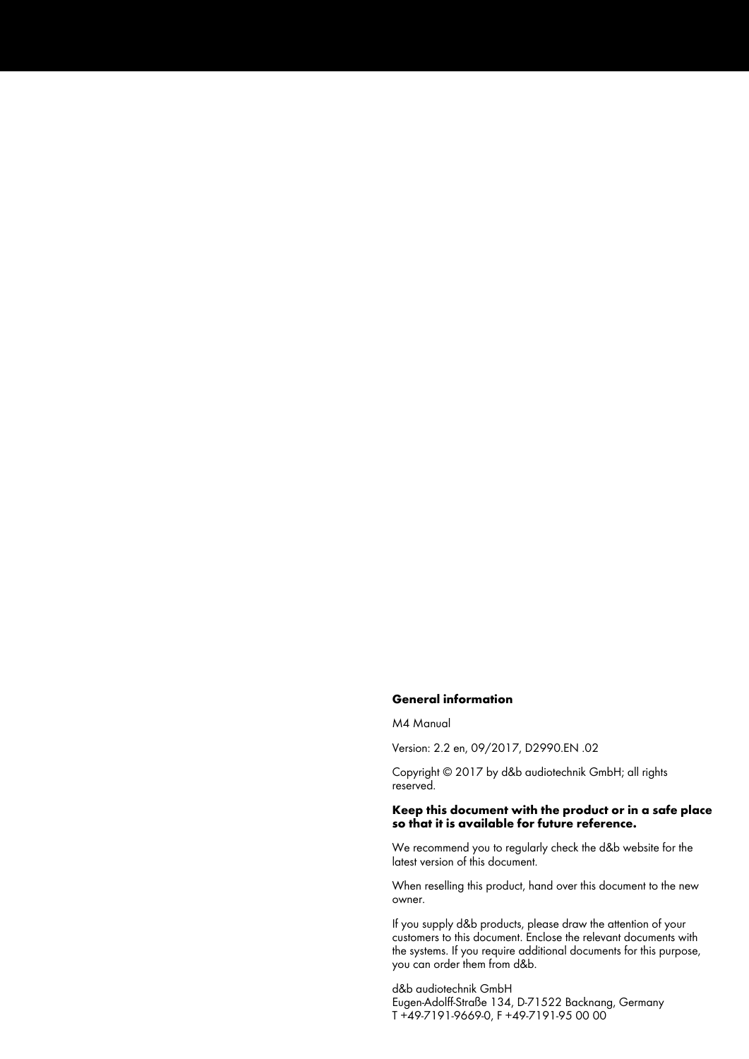**General information**

M4 Manual

Version: 2.2 en, 09/2017, D2990.EN .02

Copyright © 2017 by d&b audiotechnik GmbH; all rights reserved.

**Keep this document with the product or in a safe place so that it is available for future reference.**

We recommend you to regularly check the d&b website for the latest version of this document.

When reselling this product, hand over this document to the new owner.

If you supply d&b products, please draw the attention of your customers to this document. Enclose the relevant documents with the systems. If you require additional documents for this purpose, you can order them from d&b.

d&b audiotechnik GmbH
Eugen-Adolff-Straße 134, D-71522 Backnang, Germany
T +49-7191-9669-0, F +49-7191-95 00 00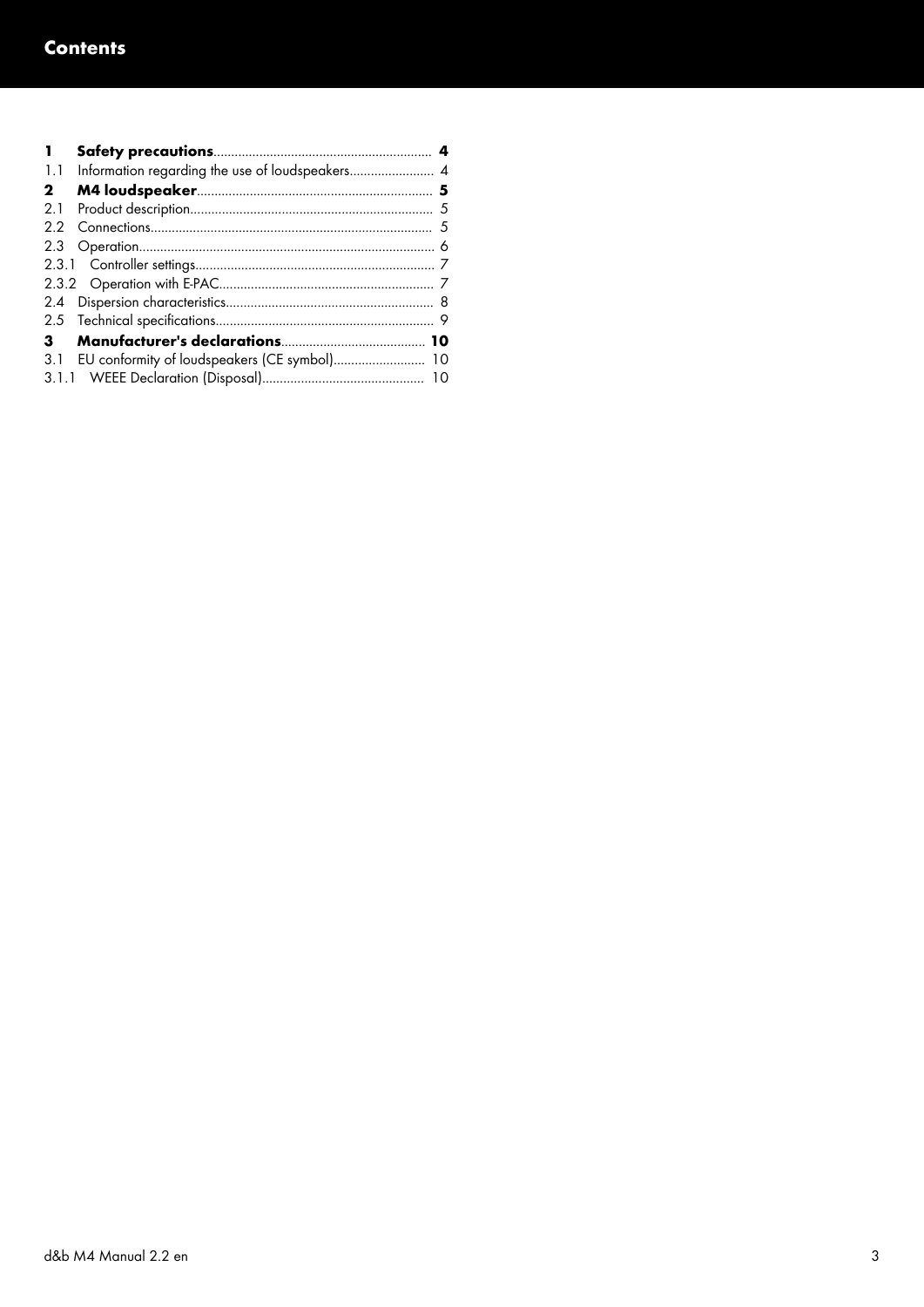# Contents

**1 Safety precautions** .......... **4**
1.1 Information regarding the use of loudspeakers .......... 4
**2 M4 loudspeaker** .......... **5**
2.1 Product description .......... 5
2.2 Connections .......... 5
2.3 Operation .......... 6
2.3.1 Controller settings .......... 7
2.3.2 Operation with E-PAC .......... 7
2.4 Dispersion characteristics .......... 8
2.5 Technical specifications .......... 9
**3 Manufacturer's declarations** .......... **10**
3.1 EU conformity of loudspeakers (CE symbol) .......... 10
3.1.1 WEEE Declaration (Disposal) .......... 10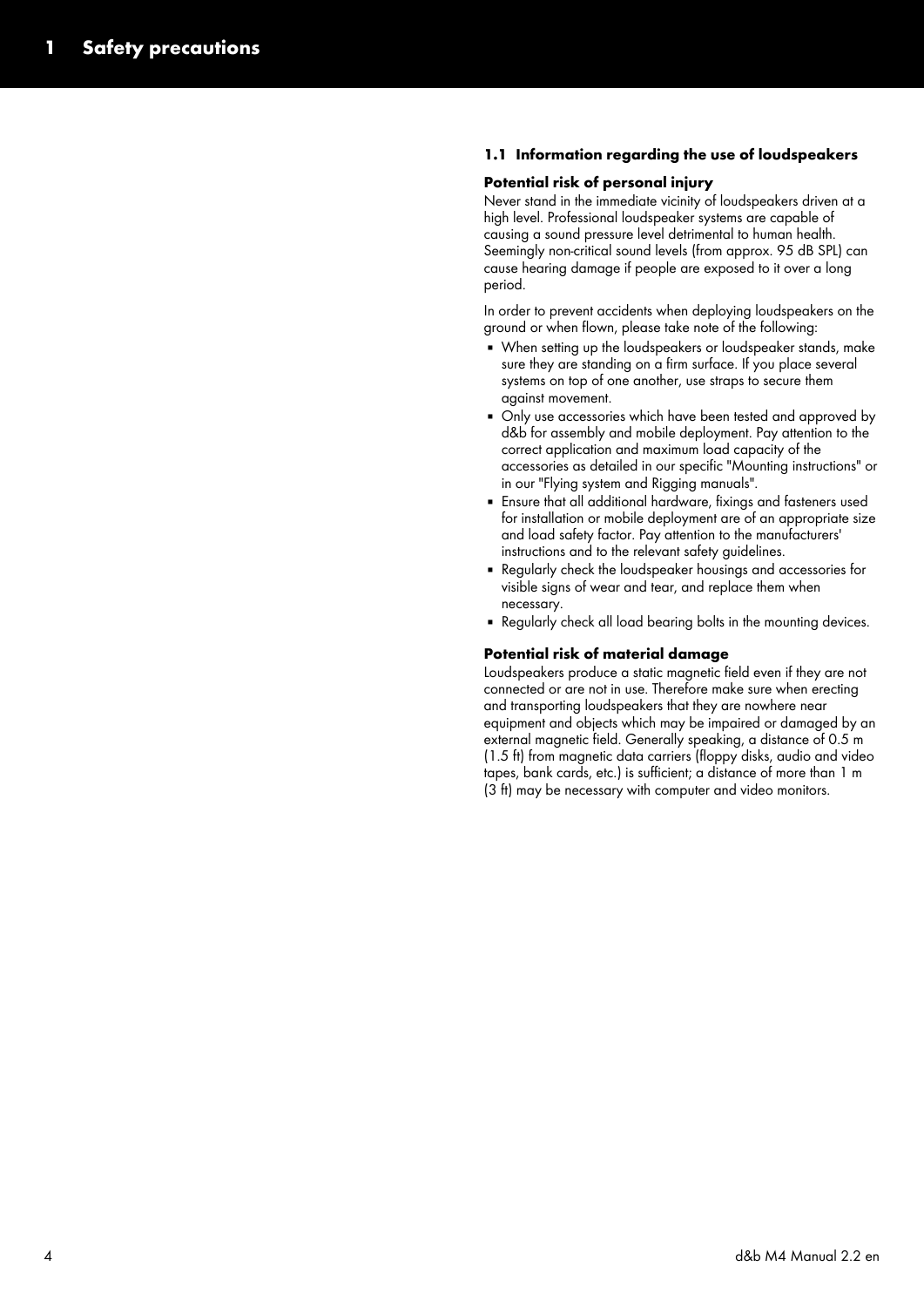# 1 Safety precautions

## 1.1 Information regarding the use of loudspeakers

**Potential risk of personal injury**

Never stand in the immediate vicinity of loudspeakers driven at a high level. Professional loudspeaker systems are capable of causing a sound pressure level detrimental to human health. Seemingly non-critical sound levels (from approx. 95 dB SPL) can cause hearing damage if people are exposed to it over a long period.

In order to prevent accidents when deploying loudspeakers on the ground or when flown, please take note of the following:

- When setting up the loudspeakers or loudspeaker stands, make sure they are standing on a firm surface. If you place several systems on top of one another, use straps to secure them against movement.
- Only use accessories which have been tested and approved by d&b for assembly and mobile deployment. Pay attention to the correct application and maximum load capacity of the accessories as detailed in our specific "Mounting instructions" or in our "Flying system and Rigging manuals".
- Ensure that all additional hardware, fixings and fasteners used for installation or mobile deployment are of an appropriate size and load safety factor. Pay attention to the manufacturers' instructions and to the relevant safety guidelines.
- Regularly check the loudspeaker housings and accessories for visible signs of wear and tear, and replace them when necessary.
- Regularly check all load bearing bolts in the mounting devices.

**Potential risk of material damage**

Loudspeakers produce a static magnetic field even if they are not connected or are not in use. Therefore make sure when erecting and transporting loudspeakers that they are nowhere near equipment and objects which may be impaired or damaged by an external magnetic field. Generally speaking, a distance of 0.5 m (1.5 ft) from magnetic data carriers (floppy disks, audio and video tapes, bank cards, etc.) is sufficient; a distance of more than 1 m (3 ft) may be necessary with computer and video monitors.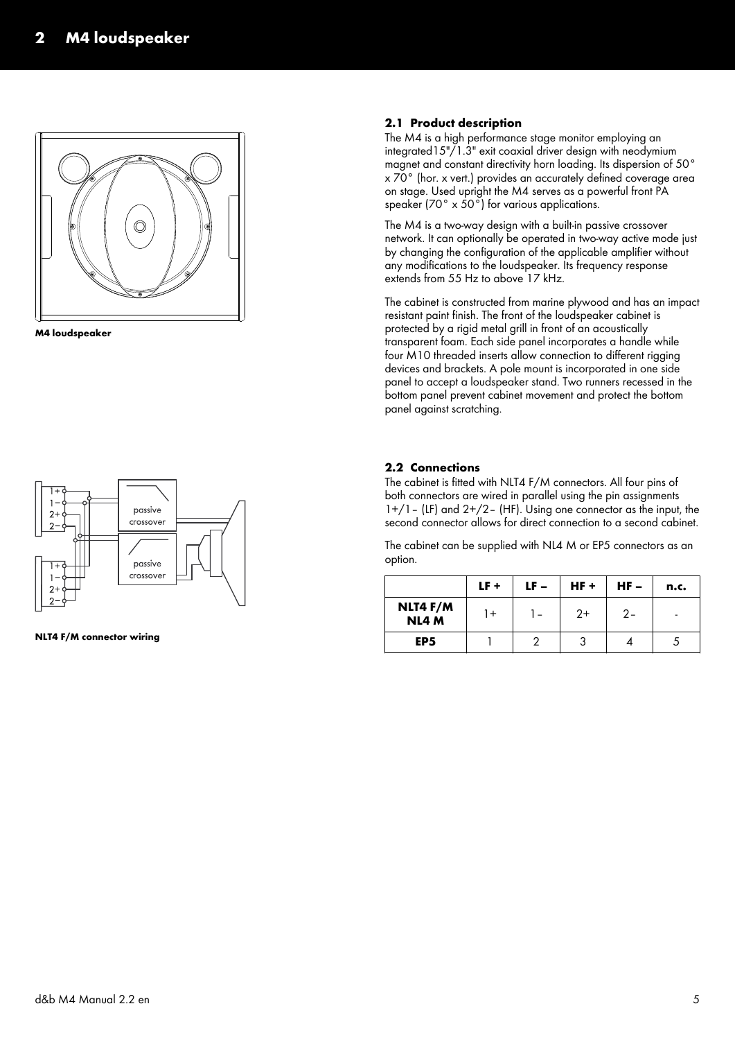# 2 M4 loudspeaker

**M4 loudspeaker**

## 2.1 Product description

The M4 is a high performance stage monitor employing an integrated15"/1.3" exit coaxial driver design with neodymium magnet and constant directivity horn loading. Its dispersion of 50° x 70° (hor. x vert.) provides an accurately defined coverage area on stage. Used upright the M4 serves as a powerful front PA speaker (70° x 50°) for various applications.

The M4 is a two-way design with a built-in passive crossover network. It can optionally be operated in two-way active mode just by changing the configuration of the applicable amplifier without any modifications to the loudspeaker. Its frequency response extends from 55 Hz to above 17 kHz.

The cabinet is constructed from marine plywood and has an impact resistant paint finish. The front of the loudspeaker cabinet is protected by a rigid metal grill in front of an acoustically transparent foam. Each side panel incorporates a handle while four M10 threaded inserts allow connection to different rigging devices and brackets. A pole mount is incorporated in one side panel to accept a loudspeaker stand. Two runners recessed in the bottom panel prevent cabinet movement and protect the bottom panel against scratching.

**NLT4 F/M connector wiring**

## 2.2 Connections

The cabinet is fitted with NLT4 F/M connectors. All four pins of both connectors are wired in parallel using the pin assignments 1+/1– (LF) and 2+/2– (HF). Using one connector as the input, the second connector allows for direct connection to a second cabinet.

The cabinet can be supplied with NL4 M or EP5 connectors as an option.

| | LF + | LF – | HF + | HF – | n.c. |
|---|---|---|---|---|---|
| **NLT4 F/M NL4 M** | 1+ | 1– | 2+ | 2– | - |
| **EP5** | 1 | 2 | 3 | 4 | 5 |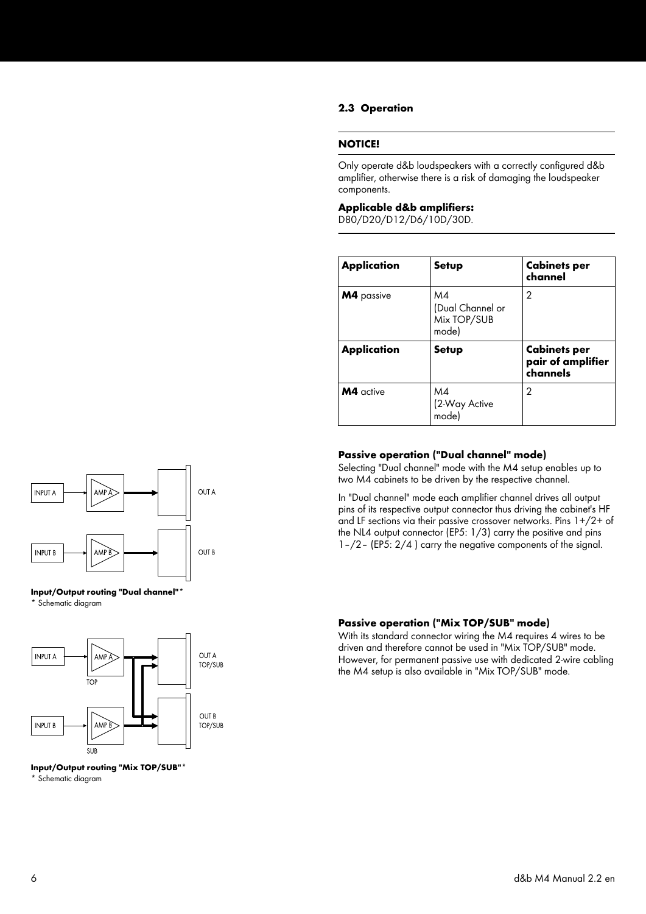## 2.3 Operation

**NOTICE!**

Only operate d&b loudspeakers with a correctly configured d&b amplifier, otherwise there is a risk of damaging the loudspeaker components.

**Applicable d&b amplifiers:**
D80/D20/D12/D6/10D/30D.

| Application | Setup | Cabinets per channel |
|---|---|---|
| **M4** passive | M4 (Dual Channel or Mix TOP/SUB mode) | 2 |
| **Application** | **Setup** | **Cabinets per pair of amplifier channels** |
| **M4** active | M4 (2-Way Active mode) | 2 |

### Passive operation ("Dual channel" mode)

Selecting "Dual channel" mode with the M4 setup enables up to two M4 cabinets to be driven by the respective channel.

In "Dual channel" mode each amplifier channel drives all output pins of its respective output connector thus driving the cabinet's HF and LF sections via their passive crossover networks. Pins 1+/2+ of the NL4 output connector (EP5: 1/3) carry the positive and pins 1–/2– (EP5: 2/4 ) carry the negative components of the signal.

INPUT A → AMP A → OUT A

INPUT B → AMP B → OUT B

**Input/Output routing "Dual channel"***
\* Schematic diagram

### Passive operation ("Mix TOP/SUB" mode)

With its standard connector wiring the M4 requires 4 wires to be driven and therefore cannot be used in "Mix TOP/SUB" mode. However, for permanent passive use with dedicated 2-wire cabling the M4 setup is also available in "Mix TOP/SUB" mode.

INPUT A → AMP A (TOP) → OUT A TOP/SUB

INPUT B → AMP B (SUB) → OUT B TOP/SUB

**Input/Output routing "Mix TOP/SUB"***
\* Schematic diagram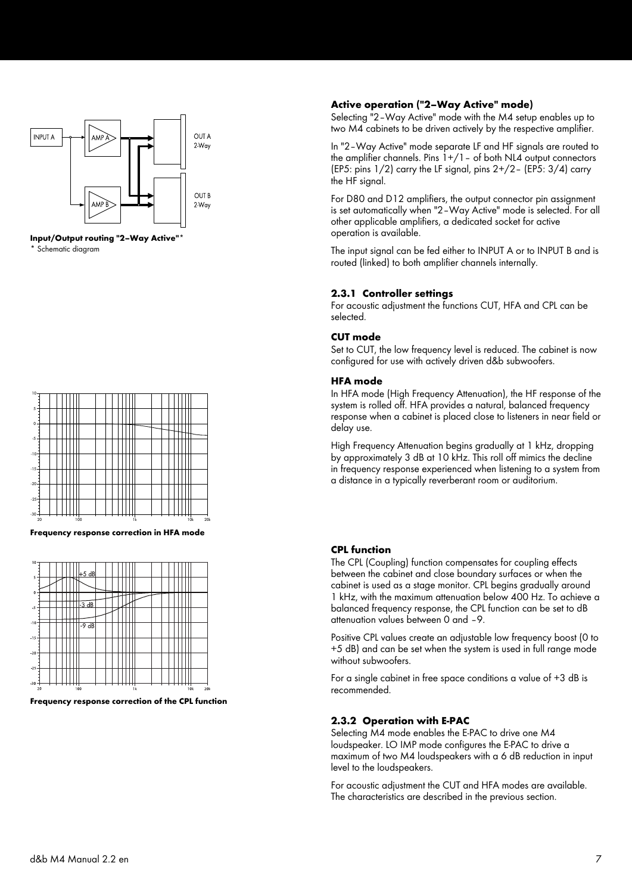Input/Output routing "2–Way Active"*

\* Schematic diagram

**Frequency response correction in HFA mode**

**Frequency response correction of the CPL function**

### Active operation ("2–Way Active" mode)

Selecting "2–Way Active" mode with the M4 setup enables up to two M4 cabinets to be driven actively by the respective amplifier.

In "2–Way Active" mode separate LF and HF signals are routed to the amplifier channels. Pins 1+/1– of both NL4 output connectors (EP5: pins 1/2) carry the LF signal, pins 2+/2– (EP5: 3/4) carry the HF signal.

For D80 and D12 amplifiers, the output connector pin assignment is set automatically when "2–Way Active" mode is selected. For all other applicable amplifiers, a dedicated socket for active operation is available.

The input signal can be fed either to INPUT A or to INPUT B and is routed (linked) to both amplifier channels internally.

## 2.3.1 Controller settings

For acoustic adjustment the functions CUT, HFA and CPL can be selected.

### CUT mode

Set to CUT, the low frequency level is reduced. The cabinet is now configured for use with actively driven d&b subwoofers.

### HFA mode

In HFA mode (High Frequency Attenuation), the HF response of the system is rolled off. HFA provides a natural, balanced frequency response when a cabinet is placed close to listeners in near field or delay use.

High Frequency Attenuation begins gradually at 1 kHz, dropping by approximately 3 dB at 10 kHz. This roll off mimics the decline in frequency response experienced when listening to a system from a distance in a typically reverberant room or auditorium.

### CPL function

The CPL (Coupling) function compensates for coupling effects between the cabinet and close boundary surfaces or when the cabinet is used as a stage monitor. CPL begins gradually around 1 kHz, with the maximum attenuation below 400 Hz. To achieve a balanced frequency response, the CPL function can be set to dB attenuation values between 0 and –9.

Positive CPL values create an adjustable low frequency boost (0 to +5 dB) and can be set when the system is used in full range mode without subwoofers.

For a single cabinet in free space conditions a value of +3 dB is recommended.

## 2.3.2 Operation with E-PAC

Selecting M4 mode enables the E-PAC to drive one M4 loudspeaker. LO IMP mode configures the E-PAC to drive a maximum of two M4 loudspeakers with a 6 dB reduction in input level to the loudspeakers.

For acoustic adjustment the CUT and HFA modes are available. The characteristics are described in the previous section.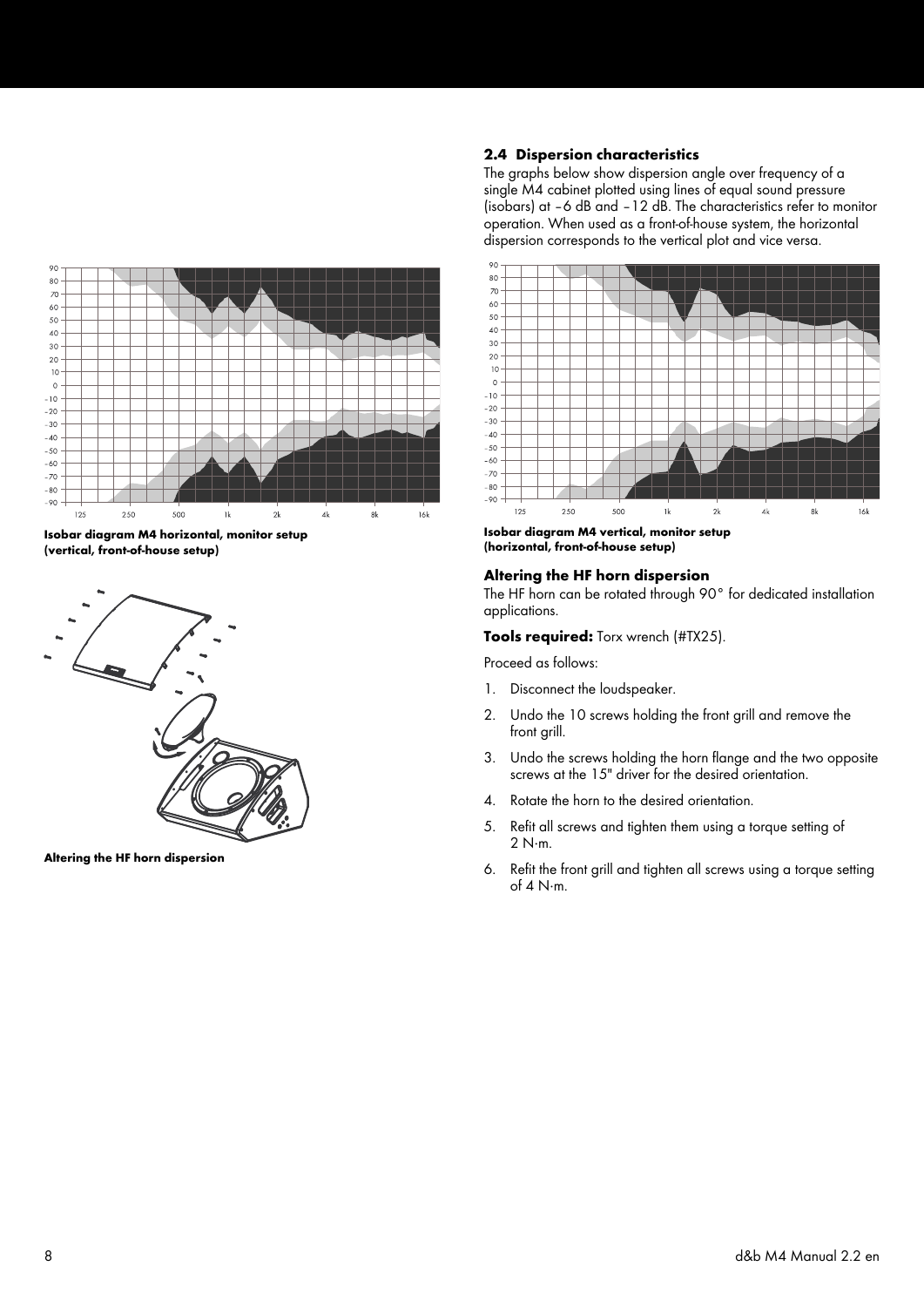## 2.4 Dispersion characteristics

The graphs below show dispersion angle over frequency of a single M4 cabinet plotted using lines of equal sound pressure (isobars) at –6 dB and –12 dB. The characteristics refer to monitor operation. When used as a front-of-house system, the horizontal dispersion corresponds to the vertical plot and vice versa.

**Isobar diagram M4 horizontal, monitor setup (vertical, front-of-house setup)**

**Isobar diagram M4 vertical, monitor setup (horizontal, front-of-house setup)**

### Altering the HF horn dispersion

The HF horn can be rotated through 90° for dedicated installation applications.

**Tools required:** Torx wrench (#TX25).

Proceed as follows:

1. Disconnect the loudspeaker.
2. Undo the 10 screws holding the front grill and remove the front grill.
3. Undo the screws holding the horn flange and the two opposite screws at the 15" driver for the desired orientation.
4. Rotate the horn to the desired orientation.
5. Refit all screws and tighten them using a torque setting of 2 N·m.
6. Refit the front grill and tighten all screws using a torque setting of 4 N·m.

**Altering the HF horn dispersion**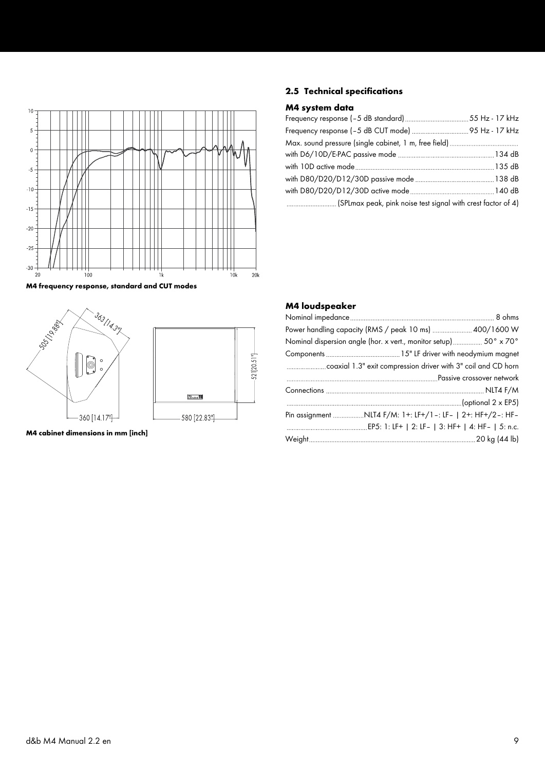M4 frequency response, standard and CUT modes

M4 cabinet dimensions in mm [inch]

## 2.5 Technical specifications

### M4 system data

Frequency response (–5 dB standard) .................................... 55 Hz - 17 kHz
Frequency response (–5 dB CUT mode) ................................. 95 Hz - 17 kHz
Max. sound pressure (single cabinet, 1 m, free field) ........................................
with D6/10D/E-PAC passive mode ....................................................... 134 dB
with 10D active mode ................................................................................ 135 dB
with D80/D20/D12/30D passive mode ............................................. 138 dB
with D80/D20/D12/30D active mode ................................................. 140 dB
............................ (SPLmax peak, pink noise test signal with crest factor of 4)

### M4 loudspeaker

Nominal impedance ..................................................................................... 8 ohms
Power handling capacity (RMS / peak 10 ms) ...................... 400/1600 W
Nominal dispersion angle (hor. x vert., monitor setup) ................. 50° x 70°
Components ........................................... 15" LF driver with neodymium magnet
......................coaxial 1.3" exit compression driver with 3" coil and CD horn
...................................................................................... Passive crossover network
Connections ............................................................................................. NLT4 F/M
..................................................................................................... (optional 2 x EP5)
Pin assignment .................NLT4 F/M: 1+: LF+/1–: LF– | 2+: HF+/2–: HF–
.............................................EP5: 1: LF+ | 2: LF– | 3: HF+ | 4: HF– | 5: n.c.
Weight ................................................................................................. 20 kg (44 lb)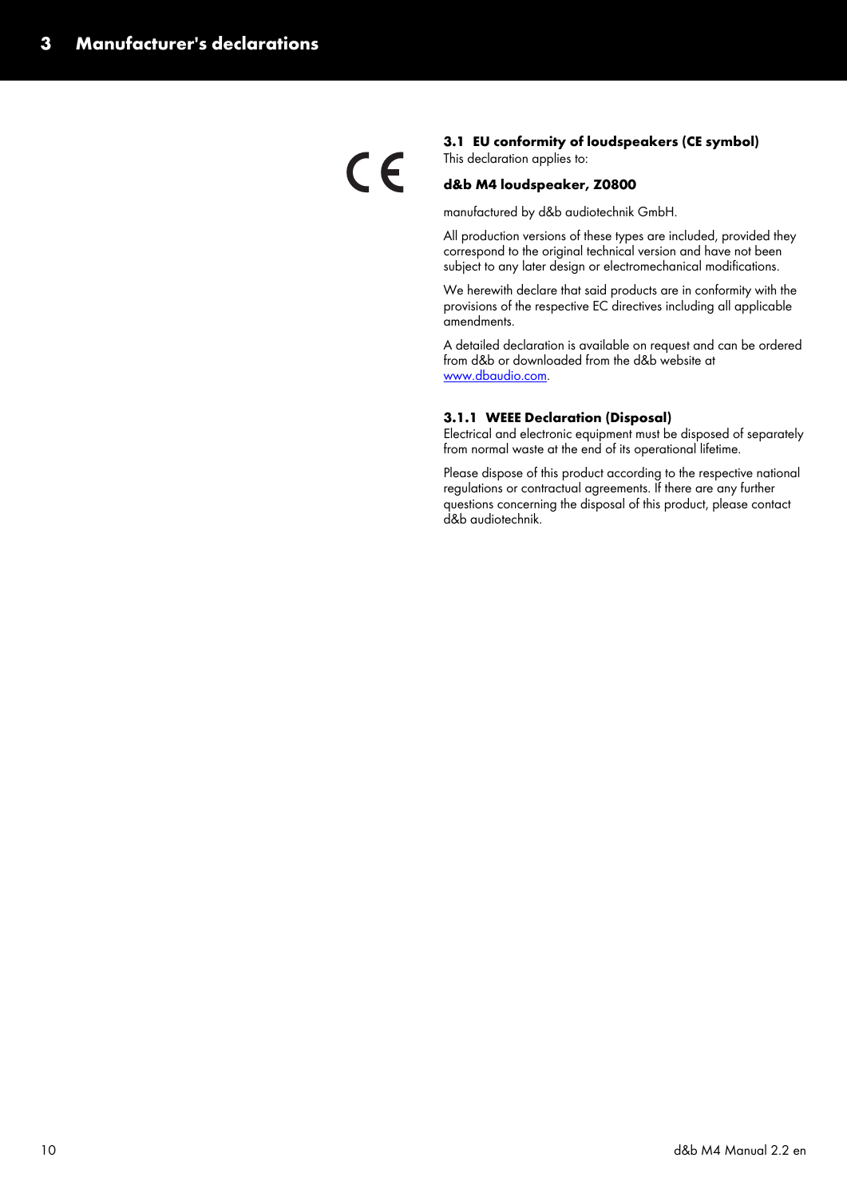# 3 Manufacturer's declarations

## 3.1 EU conformity of loudspeakers (CE symbol)

This declaration applies to:

**d&b M4 loudspeaker, Z0800**

manufactured by d&b audiotechnik GmbH.

All production versions of these types are included, provided they correspond to the original technical version and have not been subject to any later design or electromechanical modifications.

We herewith declare that said products are in conformity with the provisions of the respective EC directives including all applicable amendments.

A detailed declaration is available on request and can be ordered from d&b or downloaded from the d&b website at www.dbaudio.com.

### 3.1.1 WEEE Declaration (Disposal)

Electrical and electronic equipment must be disposed of separately from normal waste at the end of its operational lifetime.

Please dispose of this product according to the respective national regulations or contractual agreements. If there are any further questions concerning the disposal of this product, please contact d&b audiotechnik.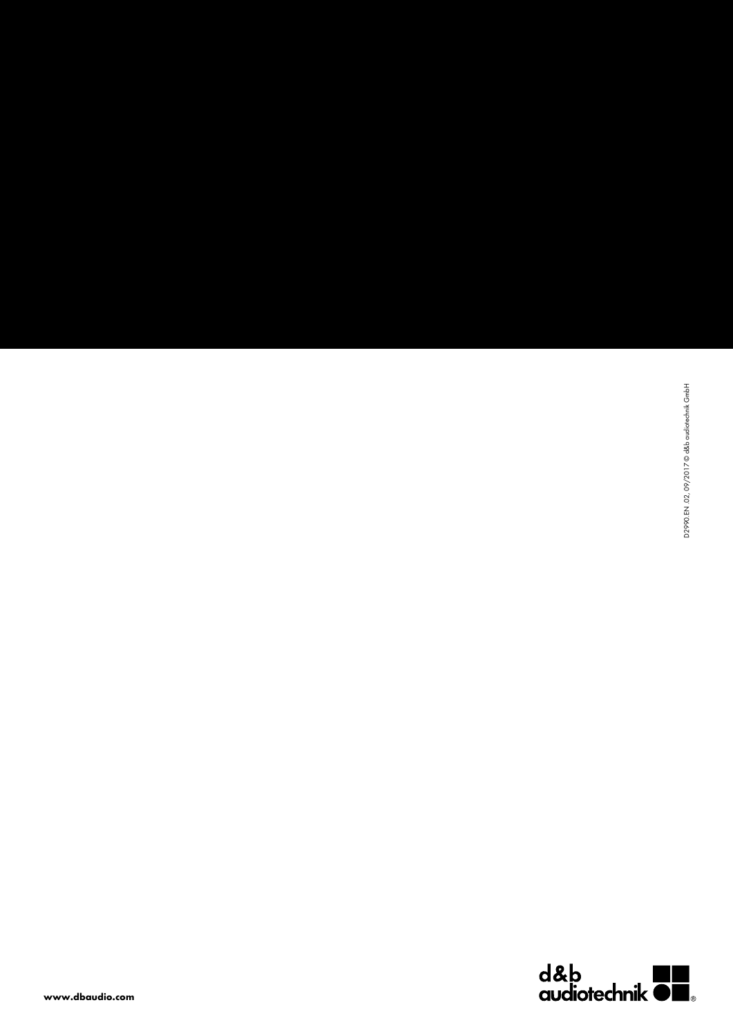D2990.EN .02, 09/2017 © d&b audiotechnik GmbH

www.dbaudio.com

d&b audiotechnik